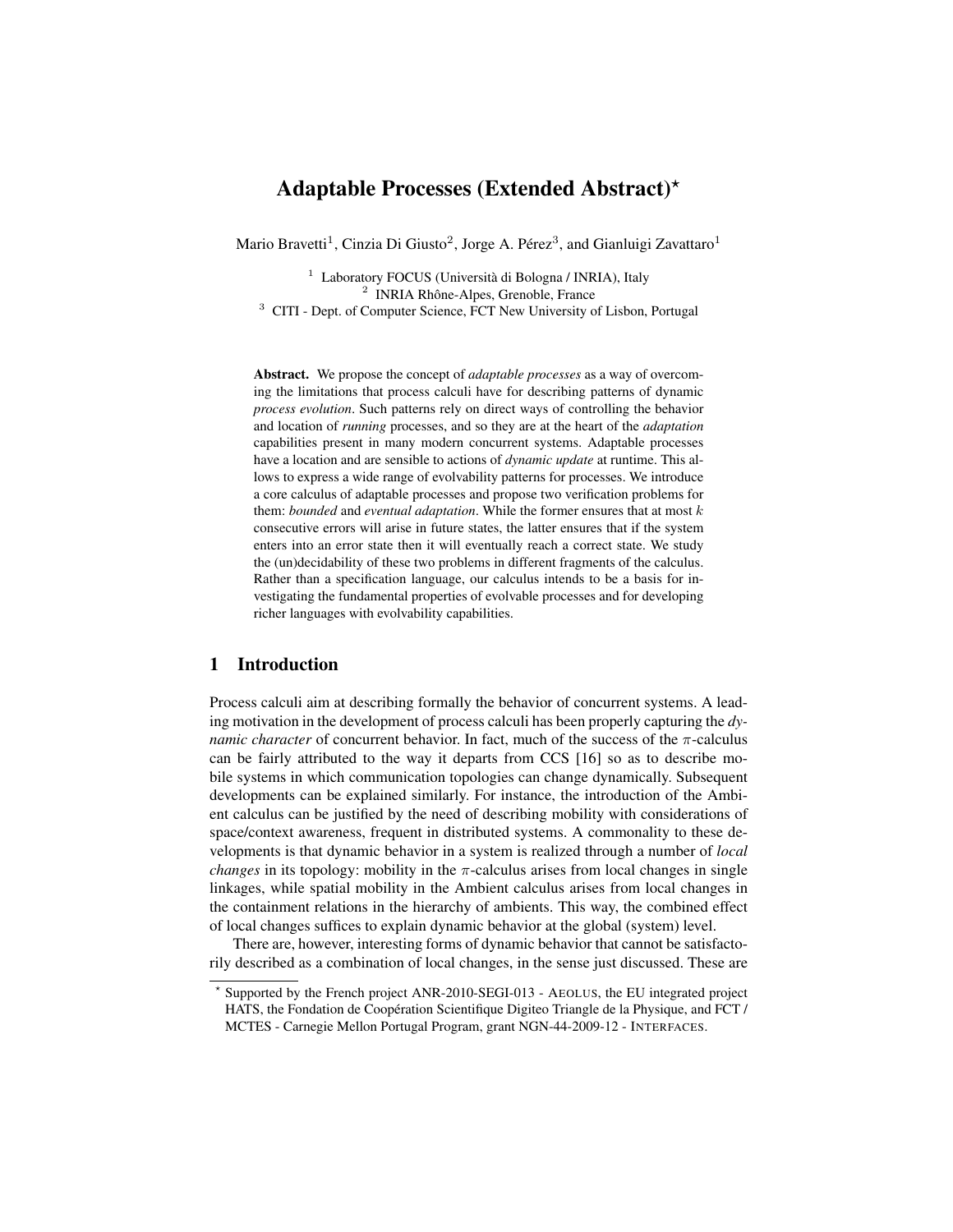# Adaptable Processes (Extended Abstract)*

Mario Bravetti[1], Cinzia Di Giusto[2], Jorge A. Pérez[3], and Gianluigi Zavattaro[1]

[1] Laboratory FOCUS (Università di Bologna / INRIA), Italy
[2] INRIA Rhône-Alpes, Grenoble, France
[3] CITI - Dept. of Computer Science, FCT New University of Lisbon, Portugal

**Abstract.** We propose the concept of *adaptable processes* as a way of overcoming the limitations that process calculi have for describing patterns of dynamic *process evolution*. Such patterns rely on direct ways of controlling the behavior and location of *running* processes, and so they are at the heart of the *adaptation* capabilities present in many modern concurrent systems. Adaptable processes have a location and are sensible to actions of *dynamic update* at runtime. This allows to express a wide range of evolvability patterns for processes. We introduce a core calculus of adaptable processes and propose two verification problems for them: *bounded* and *eventual adaptation*. While the former ensures that at most $k$ consecutive errors will arise in future states, the latter ensures that if the system enters into an error state then it will eventually reach a correct state. We study the (un)decidability of these two problems in different fragments of the calculus. Rather than a specification language, our calculus intends to be a basis for investigating the fundamental properties of evolvable processes and for developing richer languages with evolvability capabilities.

## 1 Introduction

Process calculi aim at describing formally the behavior of concurrent systems. A leading motivation in the development of process calculi has been properly capturing the *dynamic character* of concurrent behavior. In fact, much of the success of the $\pi$-calculus can be fairly attributed to the way it departs from CCS [16] so as to describe mobile systems in which communication topologies can change dynamically. Subsequent developments can be explained similarly. For instance, the introduction of the Ambient calculus can be justified by the need of describing mobility with considerations of space/context awareness, frequent in distributed systems. A commonality to these developments is that dynamic behavior in a system is realized through a number of *local changes* in its topology: mobility in the $\pi$-calculus arises from local changes in single linkages, while spatial mobility in the Ambient calculus arises from local changes in the containment relations in the hierarchy of ambients. This way, the combined effect of local changes suffices to explain dynamic behavior at the global (system) level.

There are, however, interesting forms of dynamic behavior that cannot be satisfactorily described as a combination of local changes, in the sense just discussed. These are

---

* Supported by the French project ANR-2010-SEGI-013 - AEOLUS, the EU integrated project HATS, the Fondation de Coopération Scientifique Digiteo Triangle de la Physique, and FCT / MCTES - Carnegie Mellon Portugal Program, grant NGN-44-2009-12 - INTERFACES.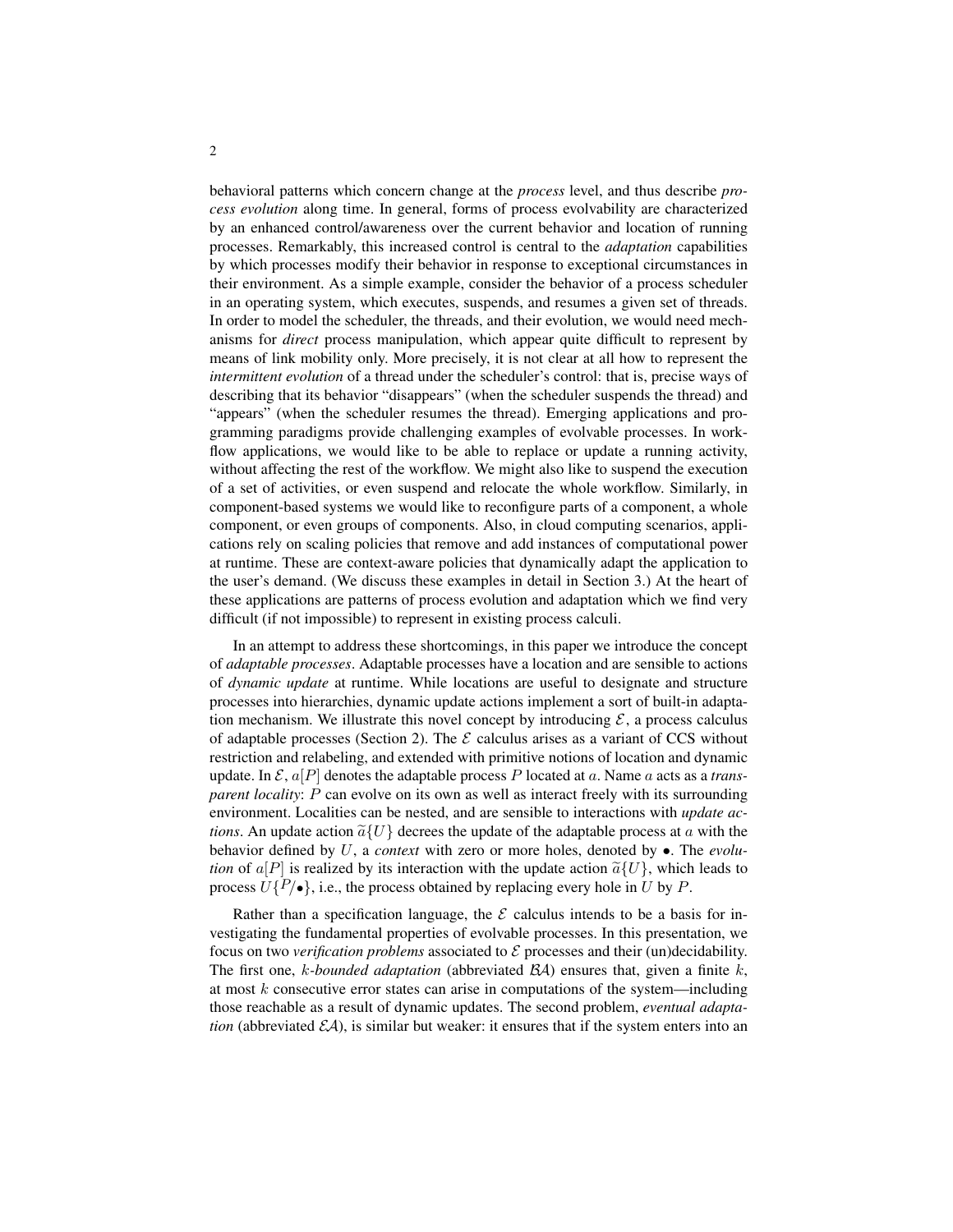behavioral patterns which concern change at the *process* level, and thus describe *process evolution* along time. In general, forms of process evolvability are characterized by an enhanced control/awareness over the current behavior and location of running processes. Remarkably, this increased control is central to the *adaptation* capabilities by which processes modify their behavior in response to exceptional circumstances in their environment. As a simple example, consider the behavior of a process scheduler in an operating system, which executes, suspends, and resumes a given set of threads. In order to model the scheduler, the threads, and their evolution, we would need mechanisms for *direct* process manipulation, which appear quite difficult to represent by means of link mobility only. More precisely, it is not clear at all how to represent the *intermittent evolution* of a thread under the scheduler's control: that is, precise ways of describing that its behavior "disappears" (when the scheduler suspends the thread) and "appears" (when the scheduler resumes the thread). Emerging applications and programming paradigms provide challenging examples of evolvable processes. In workflow applications, we would like to be able to replace or update a running activity, without affecting the rest of the workflow. We might also like to suspend the execution of a set of activities, or even suspend and relocate the whole workflow. Similarly, in component-based systems we would like to reconfigure parts of a component, a whole component, or even groups of components. Also, in cloud computing scenarios, applications rely on scaling policies that remove and add instances of computational power at runtime. These are context-aware policies that dynamically adapt the application to the user's demand. (We discuss these examples in detail in Section 3.) At the heart of these applications are patterns of process evolution and adaptation which we find very difficult (if not impossible) to represent in existing process calculi.

In an attempt to address these shortcomings, in this paper we introduce the concept of *adaptable processes*. Adaptable processes have a location and are sensible to actions of *dynamic update* at runtime. While locations are useful to designate and structure processes into hierarchies, dynamic update actions implement a sort of built-in adaptation mechanism. We illustrate this novel concept by introducing $\mathcal{E}$, a process calculus of adaptable processes (Section 2). The $\mathcal{E}$ calculus arises as a variant of CCS without restriction and relabeling, and extended with primitive notions of location and dynamic update. In $\mathcal{E}$, $a[P]$ denotes the adaptable process $P$ located at $a$. Name $a$ acts as a *transparent locality*: $P$ can evolve on its own as well as interact freely with its surrounding environment. Localities can be nested, and are sensible to interactions with *update actions*. An update action $\widetilde{a}\{U\}$ decrees the update of the adaptable process at $a$ with the behavior defined by $U$, a *context* with zero or more holes, denoted by $\bullet$. The *evolution* of $a[P]$ is realized by its interaction with the update action $\widetilde{a}\{U\}$, which leads to process $U\{P/\bullet\}$, i.e., the process obtained by replacing every hole in $U$ by $P$.

Rather than a specification language, the $\mathcal{E}$ calculus intends to be a basis for investigating the fundamental properties of evolvable processes. In this presentation, we focus on two *verification problems* associated to $\mathcal{E}$ processes and their (un)decidability. The first one, $k$-*bounded adaptation* (abbreviated $\mathcal{BA}$) ensures that, given a finite $k$, at most $k$ consecutive error states can arise in computations of the system—including those reachable as a result of dynamic updates. The second problem, *eventual adaptation* (abbreviated $\mathcal{EA}$), is similar but weaker: it ensures that if the system enters into an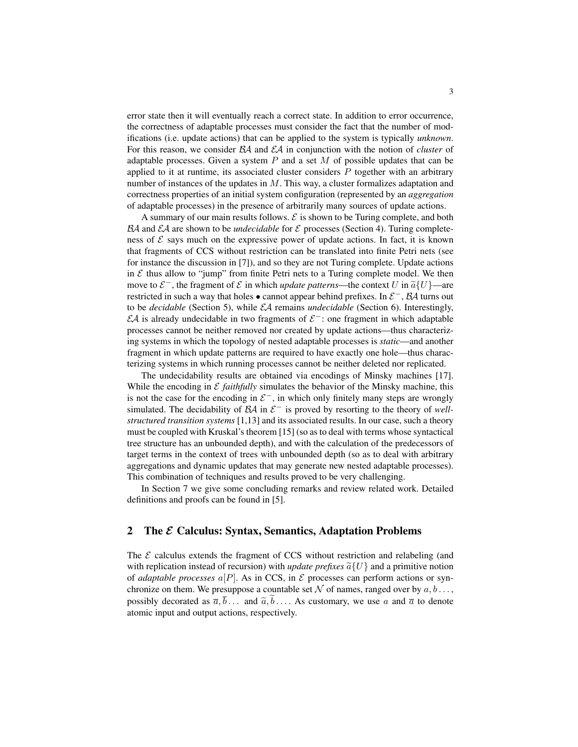error state then it will eventually reach a correct state. In addition to error occurrence, the correctness of adaptable processes must consider the fact that the number of modifications (i.e. update actions) that can be applied to the system is typically *unknown*. For this reason, we consider $\mathcal{BA}$ and $\mathcal{EA}$ in conjunction with the notion of *cluster* of adaptable processes. Given a system $P$ and a set $M$ of possible updates that can be applied to it at runtime, its associated cluster considers $P$ together with an arbitrary number of instances of the updates in $M$. This way, a cluster formalizes adaptation and correctness properties of an initial system configuration (represented by an *aggregation* of adaptable processes) in the presence of arbitrarily many sources of update actions.

A summary of our main results follows. $\mathcal{E}$ is shown to be Turing complete, and both $\mathcal{BA}$ and $\mathcal{EA}$ are shown to be *undecidable* for $\mathcal{E}$ processes (Section 4). Turing completeness of $\mathcal{E}$ says much on the expressive power of update actions. In fact, it is known that fragments of CCS without restriction can be translated into finite Petri nets (see for instance the discussion in [7]), and so they are not Turing complete. Update actions in $\mathcal{E}$ thus allow to "jump" from finite Petri nets to a Turing complete model. We then move to $\mathcal{E}^-$, the fragment of $\mathcal{E}$ in which *update patterns*—the context $U$ in $\widetilde{a}\{U\}$—are restricted in such a way that holes $\bullet$ cannot appear behind prefixes. In $\mathcal{E}^-$, $\mathcal{BA}$ turns out to be *decidable* (Section 5), while $\mathcal{EA}$ remains *undecidable* (Section 6). Interestingly, $\mathcal{EA}$ is already undecidable in two fragments of $\mathcal{E}^-$: one fragment in which adaptable processes cannot be neither removed nor created by update actions—thus characterizing systems in which the topology of nested adaptable processes is *static*—and another fragment in which update patterns are required to have exactly one hole—thus characterizing systems in which running processes cannot be neither deleted nor replicated.

The undecidability results are obtained via encodings of Minsky machines [17]. While the encoding in $\mathcal{E}$ *faithfully* simulates the behavior of the Minsky machine, this is not the case for the encoding in $\mathcal{E}^-$, in which only finitely many steps are wrongly simulated. The decidability of $\mathcal{BA}$ in $\mathcal{E}^-$ is proved by resorting to the theory of *well-structured transition systems* [1,13] and its associated results. In our case, such a theory must be coupled with Kruskal's theorem [15] (so as to deal with terms whose syntactical tree structure has an unbounded depth), and with the calculation of the predecessors of target terms in the context of trees with unbounded depth (so as to deal with arbitrary aggregations and dynamic updates that may generate new nested adaptable processes). This combination of techniques and results proved to be very challenging.

In Section 7 we give some concluding remarks and review related work. Detailed definitions and proofs can be found in [5].

## 2 The $\mathcal{E}$ Calculus: Syntax, Semantics, Adaptation Problems

The $\mathcal{E}$ calculus extends the fragment of CCS without restriction and relabeling (and with replication instead of recursion) with *update prefixes* $\widetilde{a}\{U\}$ and a primitive notion of *adaptable processes* $a[P]$. As in CCS, in $\mathcal{E}$ processes can perform actions or synchronize on them. We presuppose a countable set $\mathcal{N}$ of names, ranged over by $a, b \ldots$, possibly decorated as $\overline{a}, \overline{b} \ldots$ and $\widetilde{a}, \widetilde{b} \ldots$. As customary, we use $a$ and $\overline{a}$ to denote atomic input and output actions, respectively.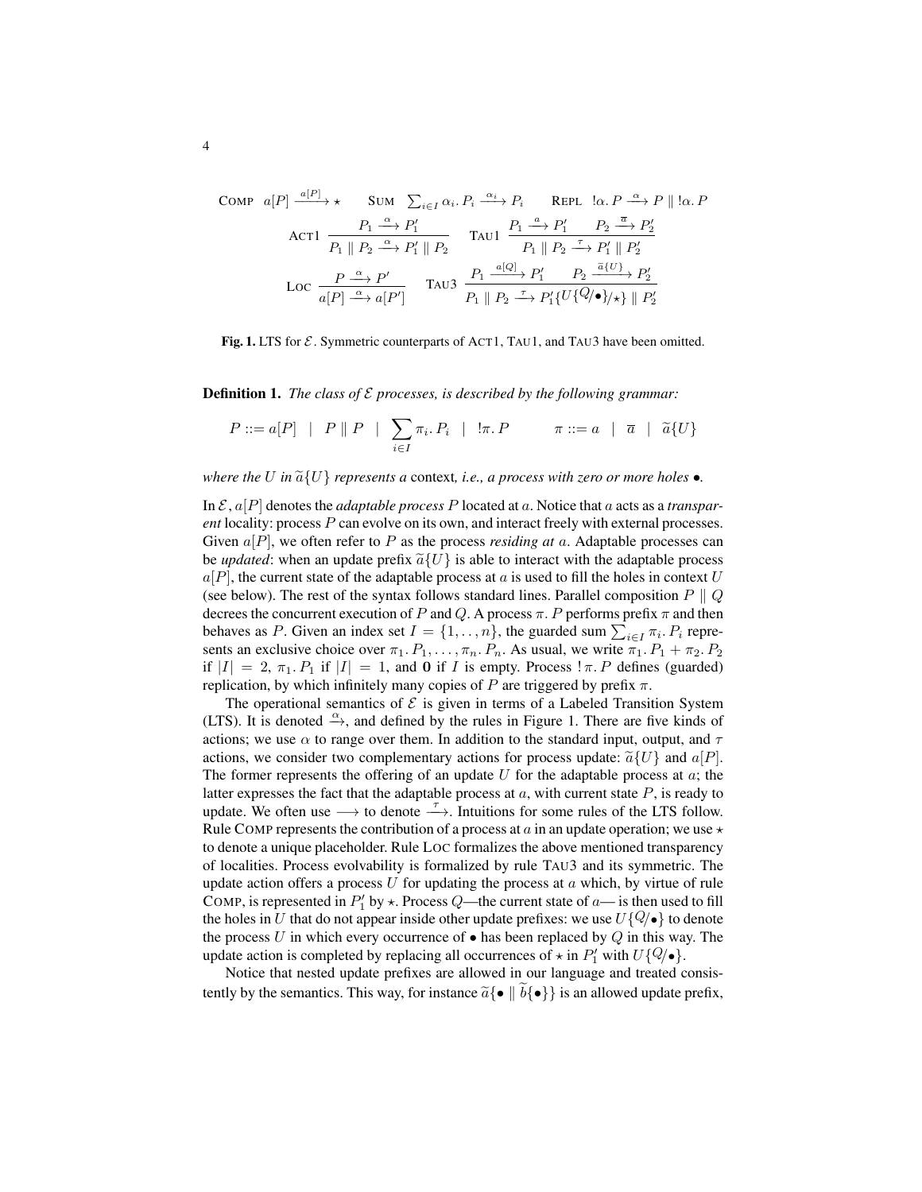$$\textsc{Comp}\;\; a[P] \xrightarrow{a[P]} \star \qquad \textsc{Sum}\;\; \sum_{i\in I} \alpha_i.\, P_i \xrightarrow{\alpha_i} P_i \qquad \textsc{Repl}\;\; !\alpha.\, P \xrightarrow{\alpha} P \parallel !\alpha.\, P$$

$$\textsc{Act1}\;\; \frac{P_1 \xrightarrow{\alpha} P_1'}{P_1 \parallel P_2 \xrightarrow{\alpha} P_1' \parallel P_2} \qquad \textsc{Tau1}\;\; \frac{P_1 \xrightarrow{a} P_1' \quad P_2 \xrightarrow{\overline{a}} P_2'}{P_1 \parallel P_2 \xrightarrow{\tau} P_1' \parallel P_2'}$$

$$\textsc{Loc}\;\; \frac{P \xrightarrow{\alpha} P'}{a[P] \xrightarrow{\alpha} a[P']} \qquad \textsc{Tau3}\;\; \frac{P_1 \xrightarrow{a[Q]} P_1' \quad P_2 \xrightarrow{\widetilde{a}\{U\}} P_2'}{P_1 \parallel P_2 \xrightarrow{\tau} P_1'\{U\{Q/\bullet\}/\star\} \parallel P_2'}$$

**Fig. 1.** LTS for $\mathcal{E}$. Symmetric counterparts of ACT1, TAU1, and TAU3 have been omitted.

**Definition 1.** *The class of $\mathcal{E}$ processes, is described by the following grammar:*

$$P ::= a[P] \quad | \quad P \parallel P \quad | \quad \sum_{i\in I} \pi_i.\, P_i \quad | \quad !\pi.\, P \qquad\qquad \pi ::= a \quad | \quad \overline{a} \quad | \quad \widetilde{a}\{U\}$$

*where the $U$ in $\widetilde{a}\{U\}$ represents a* context*, i.e., a process with zero or more holes $\bullet$.*

In $\mathcal{E}$, $a[P]$ denotes the *adaptable process* $P$ located at $a$. Notice that $a$ acts as a *transparent* locality: process $P$ can evolve on its own, and interact freely with external processes. Given $a[P]$, we often refer to $P$ as the process *residing at* $a$. Adaptable processes can be *updated*: when an update prefix $\widetilde{a}\{U\}$ is able to interact with the adaptable process $a[P]$, the current state of the adaptable process at $a$ is used to fill the holes in context $U$ (see below). The rest of the syntax follows standard lines. Parallel composition $P \parallel Q$ decrees the concurrent execution of $P$ and $Q$. A process $\pi.\, P$ performs prefix $\pi$ and then behaves as $P$. Given an index set $I = \{1, .., n\}$, the guarded sum $\sum_{i\in I} \pi_i.\, P_i$ represents an exclusive choice over $\pi_1.\, P_1, \ldots, \pi_n.\, P_n$. As usual, we write $\pi_1.\, P_1 + \pi_2.\, P_2$ if $|I| = 2$, $\pi_1.\, P_1$ if $|I| = 1$, and $\mathbf{0}$ if $I$ is empty. Process $!\,\pi.\, P$ defines (guarded) replication, by which infinitely many copies of $P$ are triggered by prefix $\pi$.

The operational semantics of $\mathcal{E}$ is given in terms of a Labeled Transition System (LTS). It is denoted $\xrightarrow{\alpha}$, and defined by the rules in Figure 1. There are five kinds of actions; we use $\alpha$ to range over them. In addition to the standard input, output, and $\tau$ actions, we consider two complementary actions for process update: $\widetilde{a}\{U\}$ and $a[P]$. The former represents the offering of an update $U$ for the adaptable process at $a$; the latter expresses the fact that the adaptable process at $a$, with current state $P$, is ready to update. We often use $\longrightarrow$ to denote $\xrightarrow{\tau}$. Intuitions for some rules of the LTS follow. Rule COMP represents the contribution of a process at $a$ in an update operation; we use $\star$ to denote a unique placeholder. Rule LOC formalizes the above mentioned transparency of localities. Process evolvability is formalized by rule TAU3 and its symmetric. The update action offers a process $U$ for updating the process at $a$ which, by virtue of rule COMP, is represented in $P_1'$ by $\star$. Process $Q$—the current state of $a$— is then used to fill the holes in $U$ that do not appear inside other update prefixes: we use $U\{Q/\bullet\}$ to denote the process $U$ in which every occurrence of $\bullet$ has been replaced by $Q$ in this way. The update action is completed by replacing all occurrences of $\star$ in $P_1'$ with $U\{Q/\bullet\}$.

Notice that nested update prefixes are allowed in our language and treated consistently by the semantics. This way, for instance $\widetilde{a}\{\bullet \parallel \widetilde{b}\{\bullet\}\}$ is an allowed update prefix,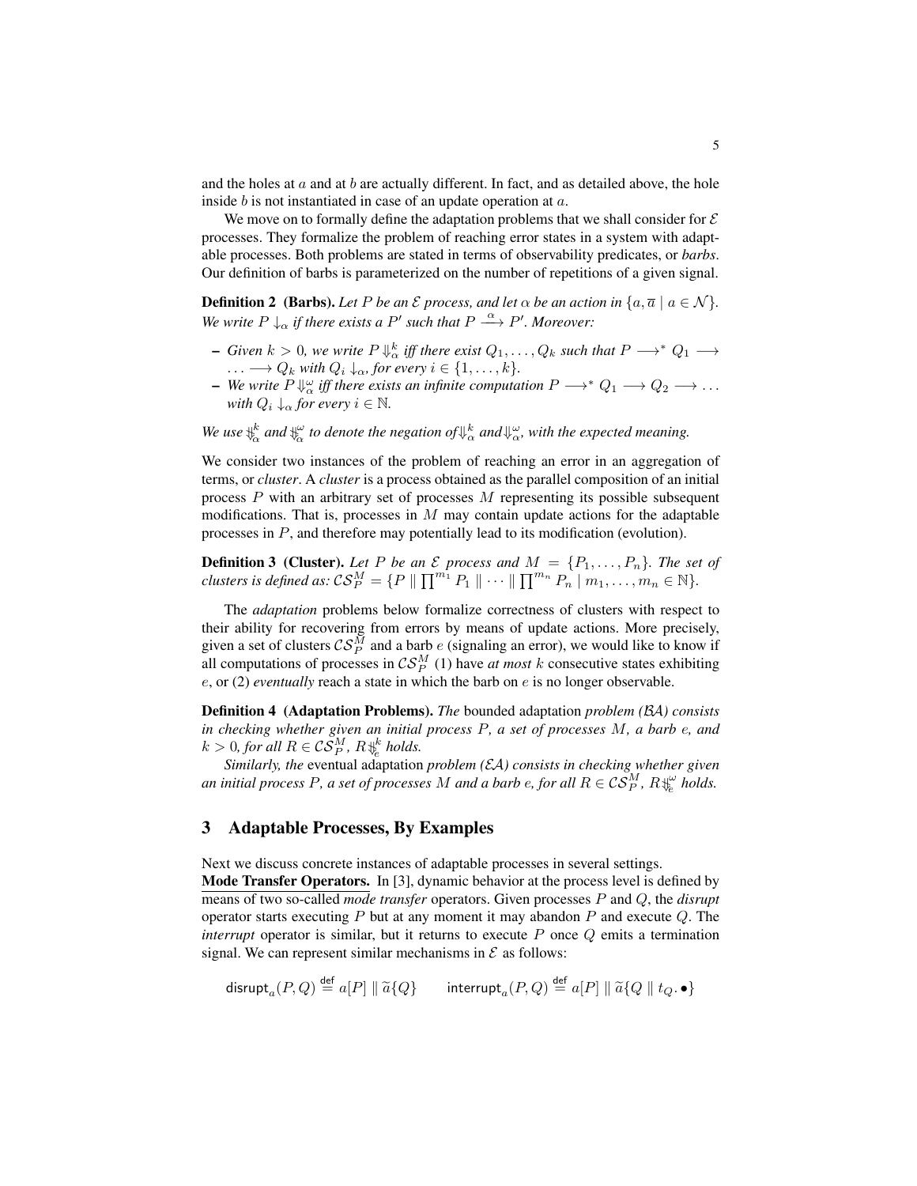and the holes at $a$ and at $b$ are actually different. In fact, and as detailed above, the hole inside $b$ is not instantiated in case of an update operation at $a$.

We move on to formally define the adaptation problems that we shall consider for $\mathcal{E}$ processes. They formalize the problem of reaching error states in a system with adaptable processes. Both problems are stated in terms of observability predicates, or *barbs*. Our definition of barbs is parameterized on the number of repetitions of a given signal.

**Definition 2 (Barbs).** *Let $P$ be an $\mathcal{E}$ process, and let $\alpha$ be an action in $\{a, \overline{a} \mid a \in \mathcal{N}\}$. We write $P \downarrow_\alpha$ if there exists a $P'$ such that $P \xrightarrow{\alpha} P'$. Moreover:*

- *Given $k > 0$, we write $P \Downarrow_\alpha^k$ iff there exist $Q_1, \ldots, Q_k$ such that $P \longrightarrow^* Q_1 \longrightarrow \ldots \longrightarrow Q_k$ with $Q_i \downarrow_\alpha$, for every $i \in \{1, \ldots, k\}$.*
- *We write $P \Downarrow_\alpha^\omega$ iff there exists an infinite computation $P \longrightarrow^* Q_1 \longrightarrow Q_2 \longrightarrow \ldots$ with $Q_i \downarrow_\alpha$ for every $i \in \mathbb{N}$.*

*We use $\not\Downarrow_\alpha^k$ and $\not\Downarrow_\alpha^\omega$ to denote the negation of $\Downarrow_\alpha^k$ and $\Downarrow_\alpha^\omega$, with the expected meaning.*

We consider two instances of the problem of reaching an error in an aggregation of terms, or *cluster*. A *cluster* is a process obtained as the parallel composition of an initial process $P$ with an arbitrary set of processes $M$ representing its possible subsequent modifications. That is, processes in $M$ may contain update actions for the adaptable processes in $P$, and therefore may potentially lead to its modification (evolution).

**Definition 3 (Cluster).** *Let $P$ be an $\mathcal{E}$ process and $M = \{P_1, \ldots, P_n\}$. The set of clusters is defined as: $\mathcal{CS}_P^M = \{P \parallel \prod^{m_1} P_1 \parallel \cdots \parallel \prod^{m_n} P_n \mid m_1, \ldots, m_n \in \mathbb{N}\}$.*

The *adaptation* problems below formalize correctness of clusters with respect to their ability for recovering from errors by means of update actions. More precisely, given a set of clusters $\mathcal{CS}_P^M$ and a barb $e$ (signaling an error), we would like to know if all computations of processes in $\mathcal{CS}_P^M$ (1) have *at most* $k$ consecutive states exhibiting $e$, or (2) *eventually* reach a state in which the barb on $e$ is no longer observable.

**Definition 4 (Adaptation Problems).** *The* bounded adaptation *problem ($\mathcal{BA}$) consists in checking whether given an initial process $P$, a set of processes $M$, a barb $e$, and $k > 0$, for all $R \in \mathcal{CS}_P^M$, $R \not\Downarrow_e^k$ holds.*

*Similarly, the* eventual adaptation *problem ($\mathcal{EA}$) consists in checking whether given an initial process $P$, a set of processes $M$ and a barb $e$, for all $R \in \mathcal{CS}_P^M$, $R \not\Downarrow_e^\omega$ holds.*

## 3 Adaptable Processes, By Examples

Next we discuss concrete instances of adaptable processes in several settings.

**Mode Transfer Operators.** In [3], dynamic behavior at the process level is defined by means of two so-called *mode transfer* operators. Given processes $P$ and $Q$, the *disrupt* operator starts executing $P$ but at any moment it may abandon $P$ and execute $Q$. The *interrupt* operator is similar, but it returns to execute $P$ once $Q$ emits a termination signal. We can represent similar mechanisms in $\mathcal{E}$ as follows:

$$\mathsf{disrupt}_a(P, Q) \stackrel{\mathsf{def}}{=} a[P] \parallel \widetilde{a}\{Q\} \qquad \mathsf{interrupt}_a(P, Q) \stackrel{\mathsf{def}}{=} a[P] \parallel \widetilde{a}\{Q \parallel t_Q. \bullet\}$$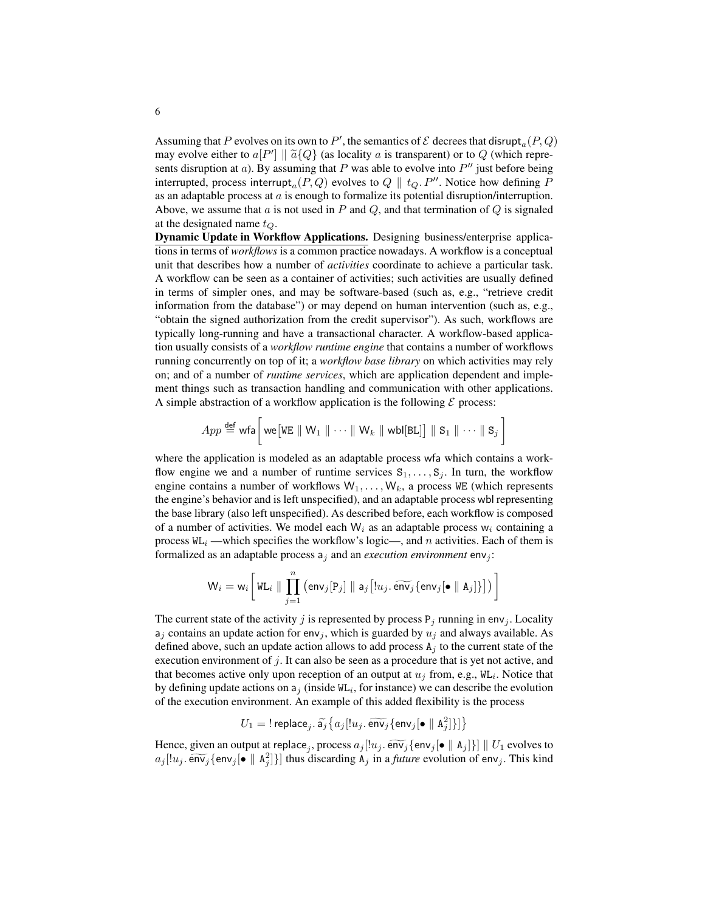Assuming that $P$ evolves on its own to $P'$, the semantics of $\mathcal{E}$ decrees that $\mathsf{disrupt}_a(P, Q)$ may evolve either to $a[P'] \parallel \widetilde{a}\{Q\}$ (as locality $a$ is transparent) or to $Q$ (which represents disruption at $a$). By assuming that $P$ was able to evolve into $P''$ just before being interrupted, process $\mathsf{interrupt}_a(P, Q)$ evolves to $Q \parallel t_Q.\, P''$. Notice how defining $P$ as an adaptable process at $a$ is enough to formalize its potential disruption/interruption. Above, we assume that $a$ is not used in $P$ and $Q$, and that termination of $Q$ is signaled at the designated name $t_Q$.

**Dynamic Update in Workflow Applications.** Designing business/enterprise applications in terms of *workflows* is a common practice nowadays. A workflow is a conceptual unit that describes how a number of *activities* coordinate to achieve a particular task. A workflow can be seen as a container of activities; such activities are usually defined in terms of simpler ones, and may be software-based (such as, e.g., "retrieve credit information from the database") or may depend on human intervention (such as, e.g., "obtain the signed authorization from the credit supervisor"). As such, workflows are typically long-running and have a transactional character. A workflow-based application usually consists of a *workflow runtime engine* that contains a number of workflows running concurrently on top of it; a *workflow base library* on which activities may rely on; and of a number of *runtime services*, which are application dependent and implement things such as transaction handling and communication with other applications. A simple abstraction of a workflow application is the following $\mathcal{E}$ process:

$$App \stackrel{\mathsf{def}}{=} \mathsf{wfa}\Big[\, \mathsf{we}\big[\mathtt{WE} \parallel \mathsf{W}_1 \parallel \cdots \parallel \mathsf{W}_k \parallel \mathsf{wbl}[\mathtt{BL}]\big] \parallel \mathtt{S}_1 \parallel \cdots \parallel \mathtt{S}_j \,\Big]$$

where the application is modeled as an adaptable process $\mathsf{wfa}$ which contains a workflow engine $\mathsf{we}$ and a number of runtime services $\mathtt{S}_1, \ldots, \mathtt{S}_j$. In turn, the workflow engine contains a number of workflows $\mathsf{W}_1, \ldots, \mathsf{W}_k$, a process $\mathtt{WE}$ (which represents the engine's behavior and is left unspecified), and an adaptable process $\mathsf{wbl}$ representing the base library (also left unspecified). As described before, each workflow is composed of a number of activities. We model each $\mathsf{W}_i$ as an adaptable process $\mathsf{w}_i$ containing a process $\mathtt{WL}_i$ —which specifies the workflow's logic—, and $n$ activities. Each of them is formalized as an adaptable process $\mathsf{a}_j$ and an *execution environment* $\mathsf{env}_j$:

$$\mathsf{W}_i = \mathsf{w}_i\Big[\, \mathtt{WL}_i \parallel \prod_{j=1}^{n} \big(\mathsf{env}_j[\mathtt{P}_j] \parallel \mathsf{a}_j\big[!u_j.\, \widetilde{\mathsf{env}_j}\{\mathsf{env}_j[\bullet \parallel \mathtt{A}_j]\}\big]\big) \,\Big]$$

The current state of the activity $j$ is represented by process $\mathtt{P}_j$ running in $\mathsf{env}_j$. Locality $\mathsf{a}_j$ contains an update action for $\mathsf{env}_j$, which is guarded by $u_j$ and always available. As defined above, such an update action allows to add process $\mathtt{A}_j$ to the current state of the execution environment of $j$. It can also be seen as a procedure that is yet not active, and that becomes active only upon reception of an output at $u_j$ from, e.g., $\mathtt{WL}_i$. Notice that by defining update actions on $\mathsf{a}_j$ (inside $\mathtt{WL}_i$, for instance) we can describe the evolution of the execution environment. An example of this added flexibility is the process

$$U_1 = !\,\mathsf{replace}_j.\, \widetilde{\mathsf{a}_j}\big\{a_j[!u_j.\, \widetilde{\mathsf{env}_j}\{\mathsf{env}_j[\bullet \parallel \mathtt{A}_j^2]\}]\big\}$$

Hence, given an output at $\mathsf{replace}_j$, process $a_j[!u_j.\, \widetilde{\mathsf{env}_j}\{\mathsf{env}_j[\bullet \parallel \mathtt{A}_j]\}] \parallel U_1$ evolves to $a_j[!u_j.\, \widetilde{\mathsf{env}_j}\{\mathsf{env}_j[\bullet \parallel \mathtt{A}_j^2]\}]$ thus discarding $\mathtt{A}_j$ in a *future* evolution of $\mathsf{env}_j$. This kind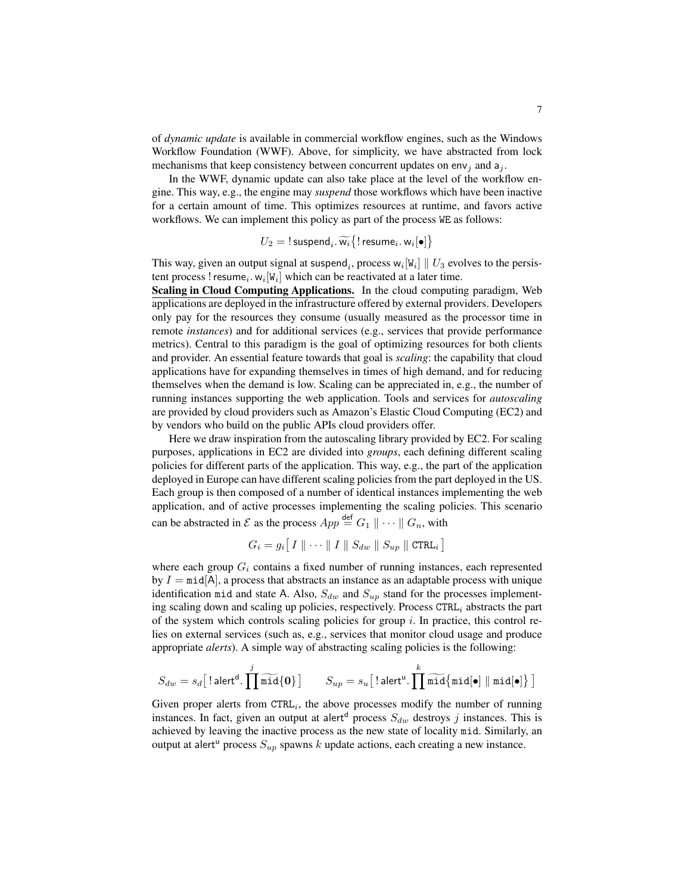of *dynamic update* is available in commercial workflow engines, such as the Windows Workflow Foundation (WWF). Above, for simplicity, we have abstracted from lock mechanisms that keep consistency between concurrent updates on $\mathsf{env}_j$ and $\mathsf{a}_j$.

In the WWF, dynamic update can also take place at the level of the workflow engine. This way, e.g., the engine may *suspend* those workflows which have been inactive for a certain amount of time. This optimizes resources at runtime, and favors active workflows. We can implement this policy as part of the process $\mathtt{WE}$ as follows:

$$U_2 = \,!\,\mathsf{suspend}_i.\, \widetilde{\mathsf{w}_i}\{!\,\mathsf{resume}_i.\, \mathsf{w}_i[\bullet]\}$$

This way, given an output signal at $\mathsf{suspend}_i$, process $\mathsf{w}_i[\mathtt{W}_i] \parallel U_3$ evolves to the persistent process $!\,\mathsf{resume}_i.\, \mathsf{w}_i[\mathtt{W}_i]$ which can be reactivated at a later time.

**Scaling in Cloud Computing Applications.** In the cloud computing paradigm, Web applications are deployed in the infrastructure offered by external providers. Developers only pay for the resources they consume (usually measured as the processor time in remote *instances*) and for additional services (e.g., services that provide performance metrics). Central to this paradigm is the goal of optimizing resources for both clients and provider. An essential feature towards that goal is *scaling*: the capability that cloud applications have for expanding themselves in times of high demand, and for reducing themselves when the demand is low. Scaling can be appreciated in, e.g., the number of running instances supporting the web application. Tools and services for *autoscaling* are provided by cloud providers such as Amazon's Elastic Cloud Computing (EC2) and by vendors who build on the public APIs cloud providers offer.

Here we draw inspiration from the autoscaling library provided by EC2. For scaling purposes, applications in EC2 are divided into *groups*, each defining different scaling policies for different parts of the application. This way, e.g., the part of the application deployed in Europe can have different scaling policies from the part deployed in the US. Each group is then composed of a number of identical instances implementing the web application, and of active processes implementing the scaling policies. This scenario can be abstracted in $\mathcal{E}$ as the process $App \stackrel{\mathsf{def}}{=} G_1 \parallel \cdots \parallel G_n$, with

$$G_i = g_i\big[\, I \parallel \cdots \parallel I \parallel S_{dw} \parallel S_{up} \parallel \mathtt{CTRL}_i \,\big]$$

where each group $G_i$ contains a fixed number of running instances, each represented by $I = \mathtt{mid}[\mathsf{A}]$, a process that abstracts an instance as an adaptable process with unique identification $\mathtt{mid}$ and state $\mathsf{A}$. Also, $S_{dw}$ and $S_{up}$ stand for the processes implementing scaling down and scaling up policies, respectively. Process $\mathtt{CTRL}_i$ abstracts the part of the system which controls scaling policies for group $i$. In practice, this control relies on external services (such as, e.g., services that monitor cloud usage and produce appropriate *alerts*). A simple way of abstracting scaling policies is the following:

$$S_{dw} = s_d\big[\, !\,\mathsf{alert}^{\mathsf{d}}.\prod^{j} \widetilde{\mathtt{mid}}\{\mathbf{0}\}\,\big] \qquad S_{up} = s_u\big[\, !\,\mathsf{alert}^{\mathsf{u}}.\prod^{k} \widetilde{\mathtt{mid}}\{\mathtt{mid}[\bullet] \parallel \mathtt{mid}[\bullet]\}\,\big]$$

Given proper alerts from $\mathtt{CTRL}_i$, the above processes modify the number of running instances. In fact, given an output at $\mathsf{alert}^{\mathsf{d}}$ process $S_{dw}$ destroys $j$ instances. This is achieved by leaving the inactive process as the new state of locality $\mathtt{mid}$. Similarly, an output at $\mathsf{alert}^{\mathsf{u}}$ process $S_{up}$ spawns $k$ update actions, each creating a new instance.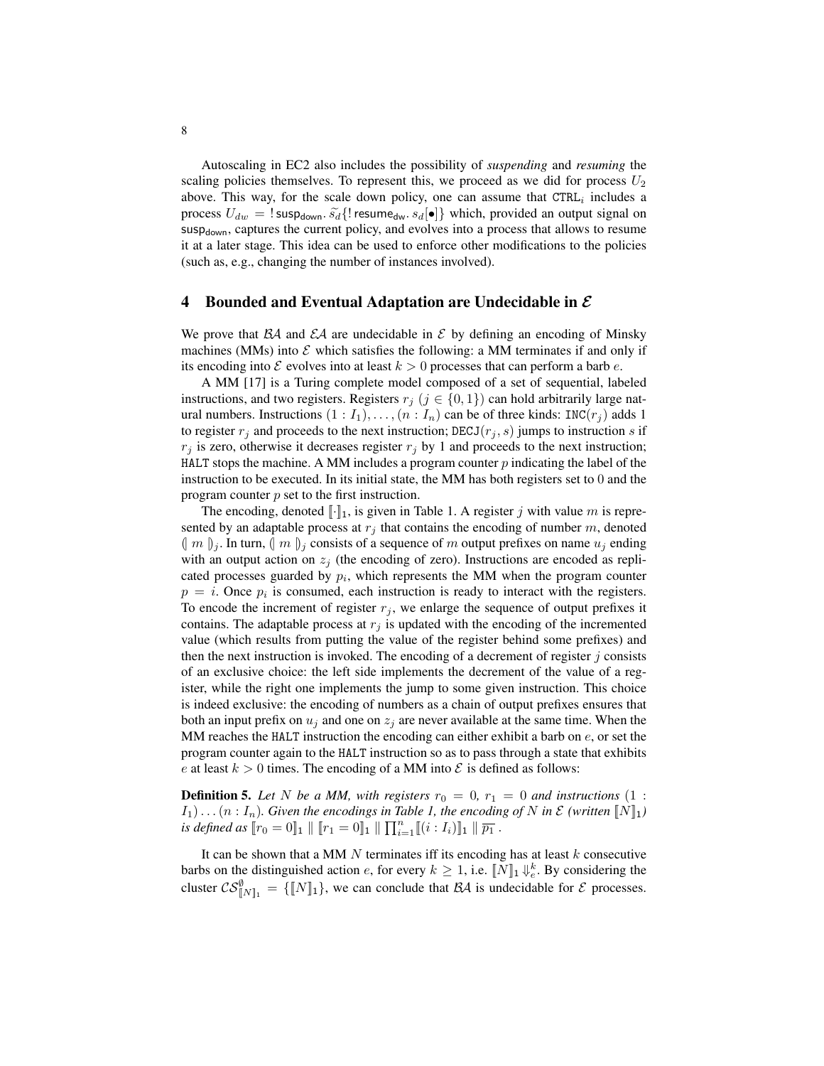Autoscaling in EC2 also includes the possibility of *suspending* and *resuming* the scaling policies themselves. To represent this, we proceed as we did for process $U_2$ above. This way, for the scale down policy, one can assume that $\mathtt{CTRL}_i$ includes a process $U_{dw} = !\,\mathsf{susp}_{\mathsf{down}}.\,\widetilde{s_d}\{!\,\mathsf{resume}_{\mathsf{dw}}.\,s_d[\bullet]\}$ which, provided an output signal on $\mathsf{susp}_{\mathsf{down}}$, captures the current policy, and evolves into a process that allows to resume it at a later stage. This idea can be used to enforce other modifications to the policies (such as, e.g., changing the number of instances involved).

## 4 Bounded and Eventual Adaptation are Undecidable in $\mathcal{E}$

We prove that $\mathcal{BA}$ and $\mathcal{EA}$ are undecidable in $\mathcal{E}$ by defining an encoding of Minsky machines (MMs) into $\mathcal{E}$ which satisfies the following: a MM terminates if and only if its encoding into $\mathcal{E}$ evolves into at least $k > 0$ processes that can perform a barb $e$.

A MM [17] is a Turing complete model composed of a set of sequential, labeled instructions, and two registers. Registers $r_j$ ($j \in \{0, 1\}$) can hold arbitrarily large natural numbers. Instructions $(1 : I_1), \ldots, (n : I_n)$ can be of three kinds: $\mathtt{INC}(r_j)$ adds 1 to register $r_j$ and proceeds to the next instruction; $\mathtt{DECJ}(r_j, s)$ jumps to instruction $s$ if $r_j$ is zero, otherwise it decreases register $r_j$ by 1 and proceeds to the next instruction; $\mathtt{HALT}$ stops the machine. A MM includes a program counter $p$ indicating the label of the instruction to be executed. In its initial state, the MM has both registers set to 0 and the program counter $p$ set to the first instruction.

The encoding, denoted $[\![\cdot]\!]_1$, is given in Table 1. A register $j$ with value $m$ is represented by an adaptable process at $r_j$ that contains the encoding of number $m$, denoted $(\!|\, m \,|\!)_j$. In turn, $(\!|\, m \,|\!)_j$ consists of a sequence of $m$ output prefixes on name $u_j$ ending with an output action on $z_j$ (the encoding of zero). Instructions are encoded as replicated processes guarded by $p_i$, which represents the MM when the program counter $p = i$. Once $p_i$ is consumed, each instruction is ready to interact with the registers. To encode the increment of register $r_j$, we enlarge the sequence of output prefixes it contains. The adaptable process at $r_j$ is updated with the encoding of the incremented value (which results from putting the value of the register behind some prefixes) and then the next instruction is invoked. The encoding of a decrement of register $j$ consists of an exclusive choice: the left side implements the decrement of the value of a register, while the right one implements the jump to some given instruction. This choice is indeed exclusive: the encoding of numbers as a chain of output prefixes ensures that both an input prefix on $u_j$ and one on $z_j$ are never available at the same time. When the MM reaches the $\mathtt{HALT}$ instruction the encoding can either exhibit a barb on $e$, or set the program counter again to the $\mathtt{HALT}$ instruction so as to pass through a state that exhibits $e$ at least $k > 0$ times. The encoding of a MM into $\mathcal{E}$ is defined as follows:

**Definition 5.** *Let $N$ be a MM, with registers $r_0 = 0$, $r_1 = 0$ and instructions $(1 : I_1) \ldots (n : I_n)$. Given the encodings in Table 1, the encoding of $N$ in $\mathcal{E}$ (written $[\![N]\!]_1$) is defined as $[\![r_0 = 0]\!]_1 \parallel [\![r_1 = 0]\!]_1 \parallel \prod_{i=1}^{n} [\![(i : I_i)]\!]_1 \parallel \overline{p_1}$ .*

It can be shown that a MM $N$ terminates iff its encoding has at least $k$ consecutive barbs on the distinguished action $e$, for every $k \geq 1$, i.e. $[\![N]\!]_1 \Downarrow_e^k$. By considering the cluster $\mathcal{CS}^{\emptyset}_{[\![N]\!]_1} = \{[\![N]\!]_1\}$, we can conclude that $\mathcal{BA}$ is undecidable for $\mathcal{E}$ processes.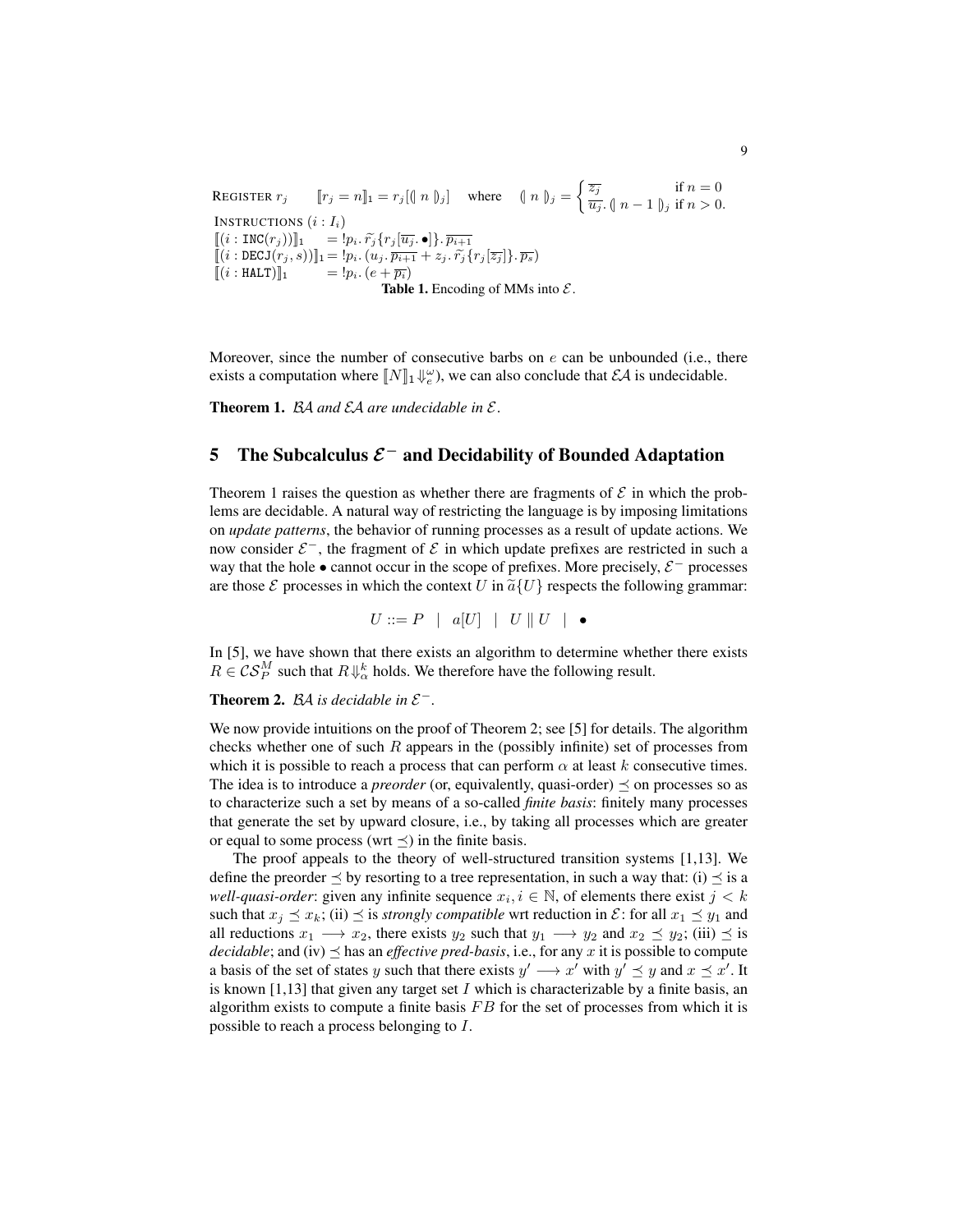REGISTER $r_j$ $\quad [\![r_j = n]\!]_1 = r_j[(\!|\, n \,|\!)_j]$ $\quad$ where $\quad (\!|\, n \,|\!)_j = \begin{cases} \overline{z_j} & \text{if } n = 0 \\ \overline{u_j}.\, (\!|\, n-1 \,|\!)_j & \text{if } n > 0. \end{cases}$

INSTRUCTIONS $(i : I_i)$

$[\![(i : \texttt{INC}(r_j))]\!]_1 \quad = !p_i.\, \widetilde{r_j}\{r_j[\overline{u_j}.\bullet]\}.\,\overline{p_{i+1}}$

$[\![(i : \texttt{DECJ}(r_j, s))]\!]_1 = !p_i.\, (u_j.\, \overline{p_{i+1}} + z_j.\, \widetilde{r_j}\{r_j[\overline{z_j}]\}.\, \overline{p_s})$

$[\![(i : \texttt{HALT})]\!]_1 \quad = !p_i.\, (e + \overline{p_i})$

**Table 1.** Encoding of MMs into $\mathcal{E}$.

Moreover, since the number of consecutive barbs on $e$ can be unbounded (i.e., there exists a computation where $[\![N]\!]_1 \Downarrow_e^{\omega}$), we can also conclude that $\mathcal{EA}$ is undecidable.

**Theorem 1.** *$\mathcal{BA}$ and $\mathcal{EA}$ are undecidable in $\mathcal{E}$.*

## 5 The Subcalculus $\mathcal{E}^-$ and Decidability of Bounded Adaptation

Theorem 1 raises the question as whether there are fragments of $\mathcal{E}$ in which the problems are decidable. A natural way of restricting the language is by imposing limitations on *update patterns*, the behavior of running processes as a result of update actions. We now consider $\mathcal{E}^-$, the fragment of $\mathcal{E}$ in which update prefixes are restricted in such a way that the hole $\bullet$ cannot occur in the scope of prefixes. More precisely, $\mathcal{E}^-$ processes are those $\mathcal{E}$ processes in which the context $U$ in $\widetilde{a}\{U\}$ respects the following grammar:

$$U ::= P \quad | \quad a[U] \quad | \quad U \parallel U \quad | \quad \bullet$$

In [5], we have shown that there exists an algorithm to determine whether there exists $R \in \mathcal{CS}_P^M$ such that $R \Downarrow_{\alpha}^{k}$ holds. We therefore have the following result.

**Theorem 2.** *$\mathcal{BA}$ is decidable in $\mathcal{E}^-$.*

We now provide intuitions on the proof of Theorem 2; see [5] for details. The algorithm checks whether one of such $R$ appears in the (possibly infinite) set of processes from which it is possible to reach a process that can perform $\alpha$ at least $k$ consecutive times. The idea is to introduce a *preorder* (or, equivalently, quasi-order) $\preceq$ on processes so as to characterize such a set by means of a so-called *finite basis*: finitely many processes that generate the set by upward closure, i.e., by taking all processes which are greater or equal to some process (wrt $\preceq$) in the finite basis.

The proof appeals to the theory of well-structured transition systems [1,13]. We define the preorder $\preceq$ by resorting to a tree representation, in such a way that: (i) $\preceq$ is a *well-quasi-order*: given any infinite sequence $x_i, i \in \mathbb{N}$, of elements there exist $j < k$ such that $x_j \preceq x_k$; (ii) $\preceq$ is *strongly compatible* wrt reduction in $\mathcal{E}$: for all $x_1 \preceq y_1$ and all reductions $x_1 \longrightarrow x_2$, there exists $y_2$ such that $y_1 \longrightarrow y_2$ and $x_2 \preceq y_2$; (iii) $\preceq$ is *decidable*; and (iv) $\preceq$ has an *effective pred-basis*, i.e., for any $x$ it is possible to compute a basis of the set of states $y$ such that there exists $y' \longrightarrow x'$ with $y' \preceq y$ and $x \preceq x'$. It is known [1,13] that given any target set $I$ which is characterizable by a finite basis, an algorithm exists to compute a finite basis $FB$ for the set of processes from which it is possible to reach a process belonging to $I$.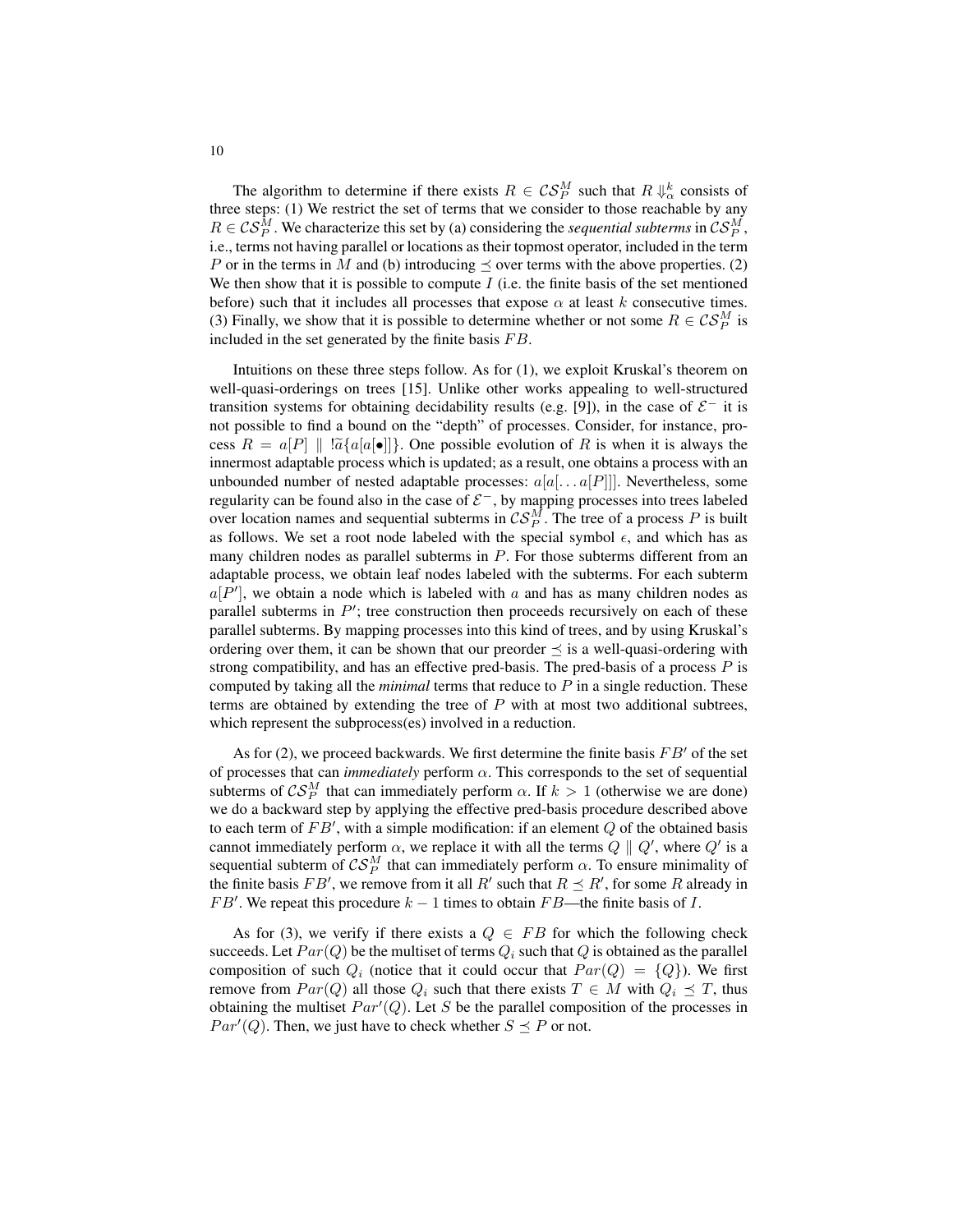The algorithm to determine if there exists $R \in \mathcal{CS}_P^M$ such that $R \Downarrow_\alpha^k$ consists of three steps: (1) We restrict the set of terms that we consider to those reachable by any $R \in \mathcal{CS}_P^M$. We characterize this set by (a) considering the *sequential subterms* in $\mathcal{CS}_P^M$, i.e., terms not having parallel or locations as their topmost operator, included in the term $P$ or in the terms in $M$ and (b) introducing $\preceq$ over terms with the above properties. (2) We then show that it is possible to compute $I$ (i.e. the finite basis of the set mentioned before) such that it includes all processes that expose $\alpha$ at least $k$ consecutive times. (3) Finally, we show that it is possible to determine whether or not some $R \in \mathcal{CS}_P^M$ is included in the set generated by the finite basis $FB$.

Intuitions on these three steps follow. As for (1), we exploit Kruskal's theorem on well-quasi-orderings on trees [15]. Unlike other works appealing to well-structured transition systems for obtaining decidability results (e.g. [9]), in the case of $\mathcal{E}^-$ it is not possible to find a bound on the "depth" of processes. Consider, for instance, process $R = a[P] \parallel !\widetilde{a}\{a[a[\bullet]]\}$. One possible evolution of $R$ is when it is always the innermost adaptable process which is updated; as a result, one obtains a process with an unbounded number of nested adaptable processes: $a[a[\ldots a[P]]]$. Nevertheless, some regularity can be found also in the case of $\mathcal{E}^-$, by mapping processes into trees labeled over location names and sequential subterms in $\mathcal{CS}_P^M$. The tree of a process $P$ is built as follows. We set a root node labeled with the special symbol $\epsilon$, and which has as many children nodes as parallel subterms in $P$. For those subterms different from an adaptable process, we obtain leaf nodes labeled with the subterms. For each subterm $a[P']$, we obtain a node which is labeled with $a$ and has as many children nodes as parallel subterms in $P'$; tree construction then proceeds recursively on each of these parallel subterms. By mapping processes into this kind of trees, and by using Kruskal's ordering over them, it can be shown that our preorder $\preceq$ is a well-quasi-ordering with strong compatibility, and has an effective pred-basis. The pred-basis of a process $P$ is computed by taking all the *minimal* terms that reduce to $P$ in a single reduction. These terms are obtained by extending the tree of $P$ with at most two additional subtrees, which represent the subprocess(es) involved in a reduction.

As for (2), we proceed backwards. We first determine the finite basis $FB'$ of the set of processes that can *immediately* perform $\alpha$. This corresponds to the set of sequential subterms of $\mathcal{CS}_P^M$ that can immediately perform $\alpha$. If $k > 1$ (otherwise we are done) we do a backward step by applying the effective pred-basis procedure described above to each term of $FB'$, with a simple modification: if an element $Q$ of the obtained basis cannot immediately perform $\alpha$, we replace it with all the terms $Q \parallel Q'$, where $Q'$ is a sequential subterm of $\mathcal{CS}_P^M$ that can immediately perform $\alpha$. To ensure minimality of the finite basis $FB'$, we remove from it all $R'$ such that $R \preceq R'$, for some $R$ already in $FB'$. We repeat this procedure $k-1$ times to obtain $FB$—the finite basis of $I$.

As for (3), we verify if there exists a $Q \in FB$ for which the following check succeeds. Let $Par(Q)$ be the multiset of terms $Q_i$ such that $Q$ is obtained as the parallel composition of such $Q_i$ (notice that it could occur that $Par(Q) = \{Q\}$). We first remove from $Par(Q)$ all those $Q_i$ such that there exists $T \in M$ with $Q_i \preceq T$, thus obtaining the multiset $Par'(Q)$. Let $S$ be the parallel composition of the processes in $Par'(Q)$. Then, we just have to check whether $S \preceq P$ or not.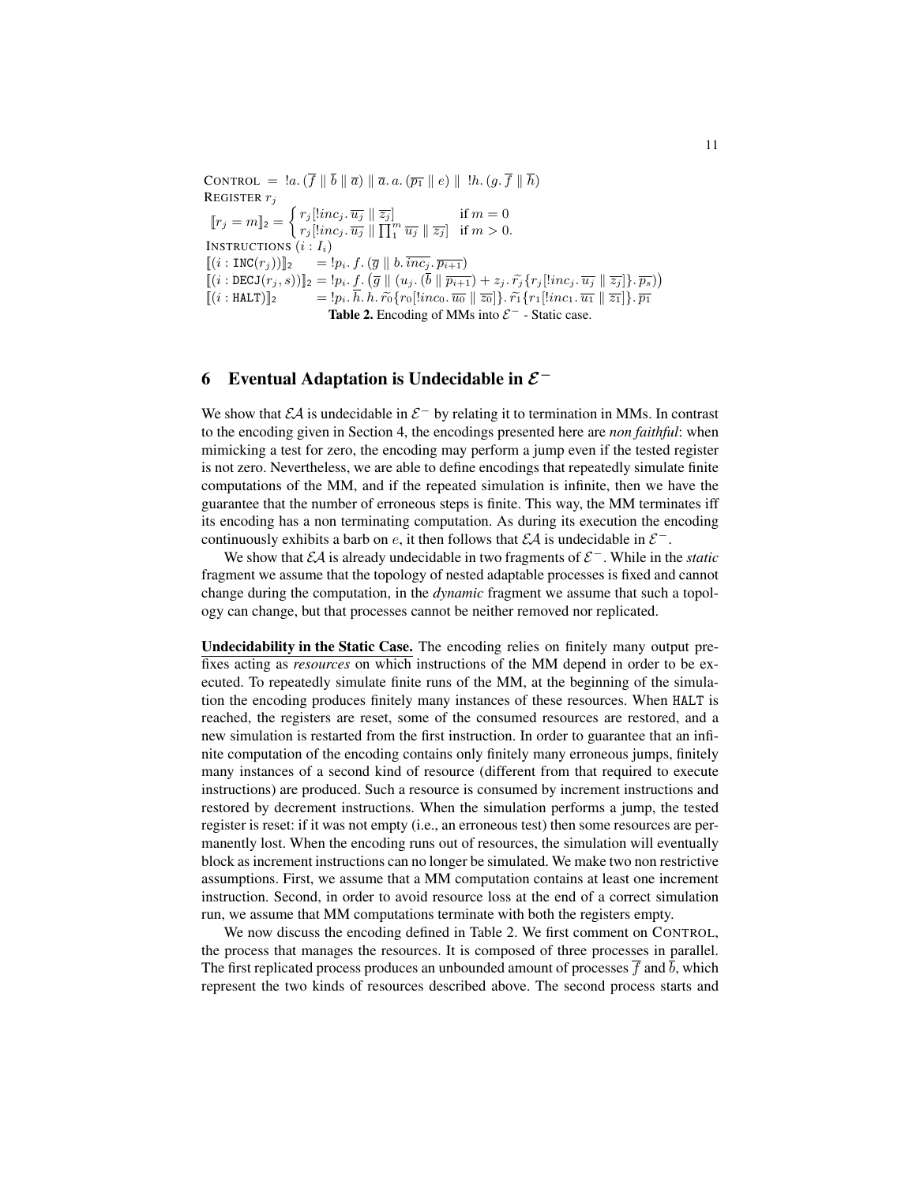$$\text{CONTROL} \;=\; !a.\,(\overline{f} \parallel \overline{b} \parallel \overline{a}) \parallel \overline{a}.\,a.\,(\overline{p_1} \parallel e) \parallel\; !h.\,(g.\,\overline{f} \parallel \overline{h})$$

REGISTER $r_j$

$$[\![r_j = m]\!]_2 = \begin{cases} r_j[!inc_j.\,\overline{u_j} \parallel \overline{z_j}] & \text{if } m = 0 \\ r_j[!inc_j.\,\overline{u_j} \parallel \prod_1^m \overline{u_j} \parallel \overline{z_j}] & \text{if } m > 0. \end{cases}$$

INSTRUCTIONS $(i : I_i)$

$$[\![(i : \texttt{INC}(r_j))]\!]_2 \quad = !p_i.\,f.\,(\overline{g} \parallel b.\,\overline{inc_j}.\,\overline{p_{i+1}})$$

$$[\![(i : \texttt{DECJ}(r_j, s))]\!]_2 = !p_i.\,f.\,\big(\overline{g} \parallel (u_j.\,(\overline{b} \parallel \overline{p_{i+1}}) + z_j.\,\widetilde{r_j}\{r_j[!inc_j.\,\overline{u_j} \parallel \overline{z_j}]\}.\,\overline{p_s})\big)$$

$$[\![(i : \texttt{HALT})]\!]_2 \quad = !p_i.\,\overline{h}.\,h.\,\widetilde{r_0}\{r_0[!inc_0.\,\overline{u_0} \parallel \overline{z_0}]\}.\,\widetilde{r_1}\{r_1[!inc_1.\,\overline{u_1} \parallel \overline{z_1}]\}.\,\overline{p_1}$$

**Table 2.** Encoding of MMs into $\mathcal{E}^-$ - Static case.

## 6 Eventual Adaptation is Undecidable in $\mathcal{E}^-$

We show that $\mathcal{EA}$ is undecidable in $\mathcal{E}^-$ by relating it to termination in MMs. In contrast to the encoding given in Section 4, the encodings presented here are *non faithful*: when mimicking a test for zero, the encoding may perform a jump even if the tested register is not zero. Nevertheless, we are able to define encodings that repeatedly simulate finite computations of the MM, and if the repeated simulation is infinite, then we have the guarantee that the number of erroneous steps is finite. This way, the MM terminates iff its encoding has a non terminating computation. As during its execution the encoding continuously exhibits a barb on $e$, it then follows that $\mathcal{EA}$ is undecidable in $\mathcal{E}^-$.

We show that $\mathcal{EA}$ is already undecidable in two fragments of $\mathcal{E}^-$. While in the *static* fragment we assume that the topology of nested adaptable processes is fixed and cannot change during the computation, in the *dynamic* fragment we assume that such a topology can change, but that processes cannot be neither removed nor replicated.

**Undecidability in the Static Case.** The encoding relies on finitely many output prefixes acting as *resources* on which instructions of the MM depend in order to be executed. To repeatedly simulate finite runs of the MM, at the beginning of the simulation the encoding produces finitely many instances of these resources. When HALT is reached, the registers are reset, some of the consumed resources are restored, and a new simulation is restarted from the first instruction. In order to guarantee that an infinite computation of the encoding contains only finitely many erroneous jumps, finitely many instances of a second kind of resource (different from that required to execute instructions) are produced. Such a resource is consumed by increment instructions and restored by decrement instructions. When the simulation performs a jump, the tested register is reset: if it was not empty (i.e., an erroneous test) then some resources are permanently lost. When the encoding runs out of resources, the simulation will eventually block as increment instructions can no longer be simulated. We make two non restrictive assumptions. First, we assume that a MM computation contains at least one increment instruction. Second, in order to avoid resource loss at the end of a correct simulation run, we assume that MM computations terminate with both the registers empty.

We now discuss the encoding defined in Table 2. We first comment on CONTROL, the process that manages the resources. It is composed of three processes in parallel. The first replicated process produces an unbounded amount of processes $\overline{f}$ and $\overline{b}$, which represent the two kinds of resources described above. The second process starts and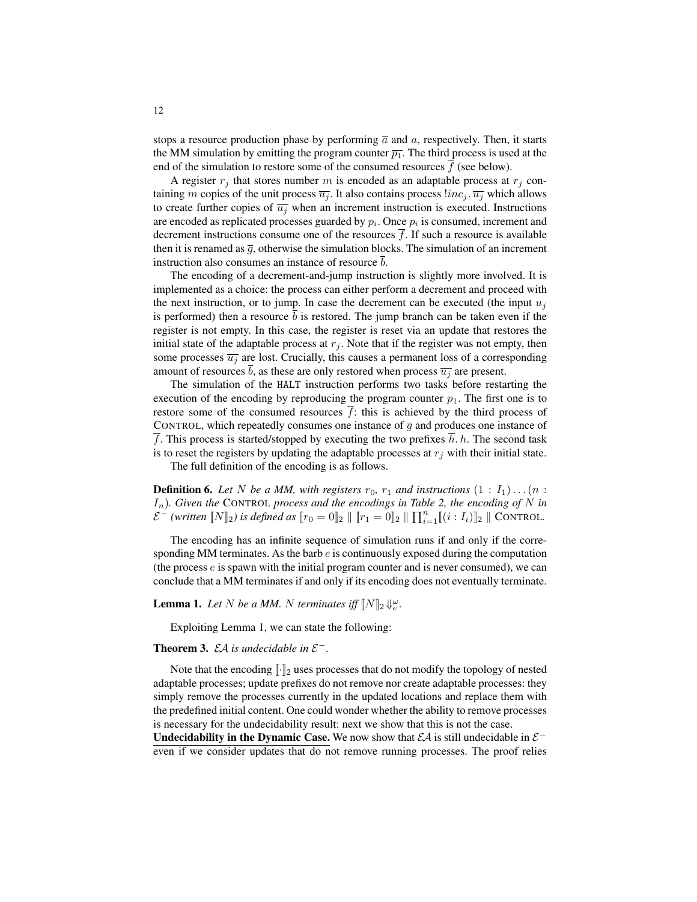stops a resource production phase by performing $\overline{a}$ and $a$, respectively. Then, it starts the MM simulation by emitting the program counter $\overline{p_1}$. The third process is used at the end of the simulation to restore some of the consumed resources $\overline{f}$ (see below).

A register $r_j$ that stores number $m$ is encoded as an adaptable process at $r_j$ containing $m$ copies of the unit process $\overline{u_j}$. It also contains process $!inc_j.\overline{u_j}$ which allows to create further copies of $\overline{u_j}$ when an increment instruction is executed. Instructions are encoded as replicated processes guarded by $p_i$. Once $p_i$ is consumed, increment and decrement instructions consume one of the resources $\overline{f}$. If such a resource is available then it is renamed as $\overline{g}$, otherwise the simulation blocks. The simulation of an increment instruction also consumes an instance of resource $\overline{b}$.

The encoding of a decrement-and-jump instruction is slightly more involved. It is implemented as a choice: the process can either perform a decrement and proceed with the next instruction, or to jump. In case the decrement can be executed (the input $u_j$ is performed) then a resource $\overline{b}$ is restored. The jump branch can be taken even if the register is not empty. In this case, the register is reset via an update that restores the initial state of the adaptable process at $r_j$. Note that if the register was not empty, then some processes $\overline{u_j}$ are lost. Crucially, this causes a permanent loss of a corresponding amount of resources $\overline{b}$, as these are only restored when process $\overline{u_j}$ are present.

The simulation of the HALT instruction performs two tasks before restarting the execution of the encoding by reproducing the program counter $p_1$. The first one is to restore some of the consumed resources $\overline{f}$: this is achieved by the third process of CONTROL, which repeatedly consumes one instance of $\overline{g}$ and produces one instance of $\overline{f}$. This process is started/stopped by executing the two prefixes $\overline{h}.\,h$. The second task is to reset the registers by updating the adaptable processes at $r_j$ with their initial state.

The full definition of the encoding is as follows.

**Definition 6.** *Let $N$ be a MM, with registers $r_0$, $r_1$ and instructions $(1 : I_1) \dots (n : I_n)$. Given the* CONTROL *process and the encodings in Table 2, the encoding of $N$ in $\mathcal{E}^-$ (written $[\![N]\!]_2$) is defined as $[\![r_0 = 0]\!]_2 \parallel [\![r_1 = 0]\!]_2 \parallel \prod_{i=1}^{n} [\![(i : I_i)]\!]_2 \parallel$ CONTROL.*

The encoding has an infinite sequence of simulation runs if and only if the corresponding MM terminates. As the barb $e$ is continuously exposed during the computation (the process $e$ is spawn with the initial program counter and is never consumed), we can conclude that a MM terminates if and only if its encoding does not eventually terminate.

**Lemma 1.** *Let $N$ be a MM. $N$ terminates iff $[\![N]\!]_2 \Downarrow_e^{\omega}$.*

Exploiting Lemma 1, we can state the following:

**Theorem 3.** *$\mathcal{EA}$ is undecidable in $\mathcal{E}^-$.*

Note that the encoding $[\![\cdot]\!]_2$ uses processes that do not modify the topology of nested adaptable processes; update prefixes do not remove nor create adaptable processes: they simply remove the processes currently in the updated locations and replace them with the predefined initial content. One could wonder whether the ability to remove processes is necessary for the undecidability result: next we show that this is not the case.

**Undecidability in the Dynamic Case.** We now show that $\mathcal{EA}$ is still undecidable in $\mathcal{E}^-$ even if we consider updates that do not remove running processes. The proof relies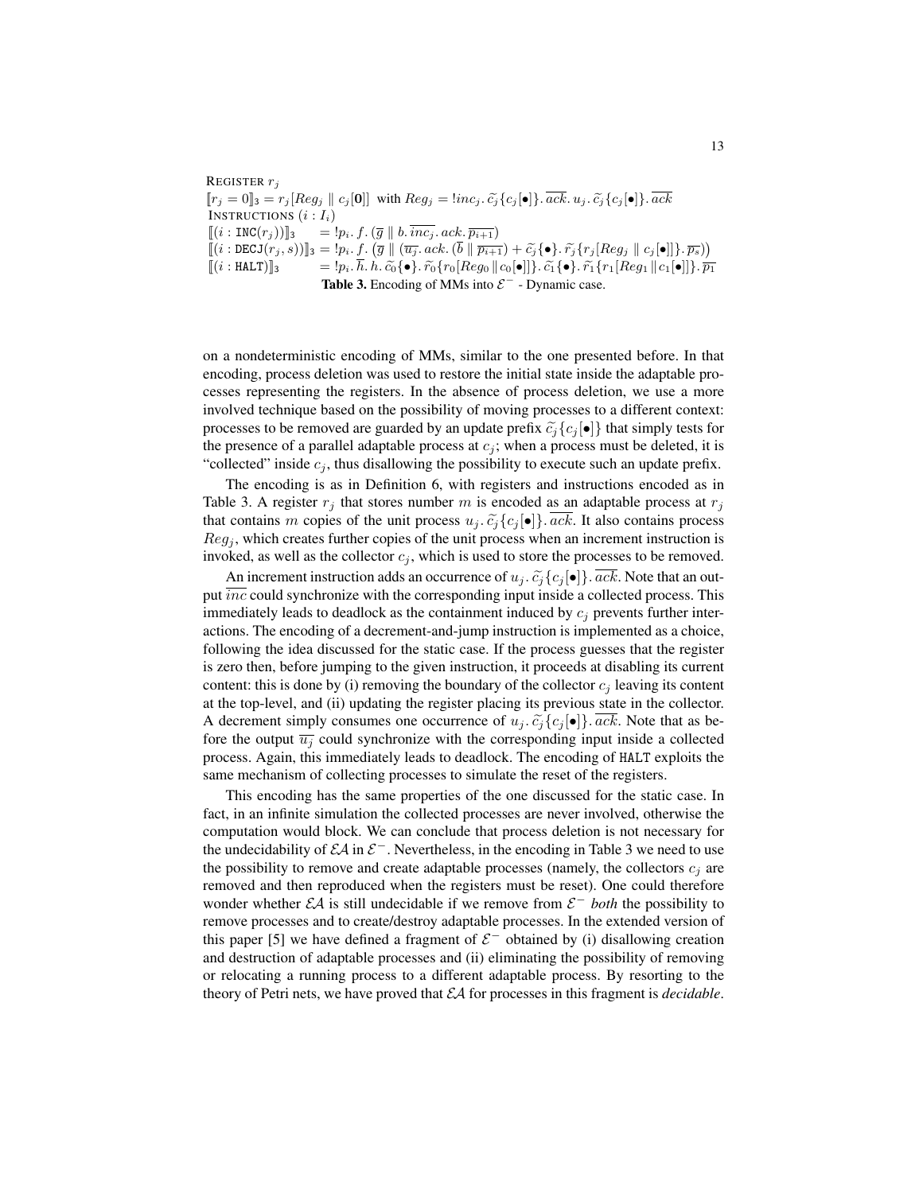REGISTER $r_j$

$[\![r_j = 0]\!]_3 = r_j[Reg_j \parallel c_j[\mathbf{0}]]$ with $Reg_j = !inc_j.\, \widetilde{c_j}\{c_j[\bullet]\}.\, \overline{ack}.\, u_j.\, \widetilde{c_j}\{c_j[\bullet]\}.\, \overline{ack}$

INSTRUCTIONS $(i : I_i)$

$$
\begin{array}{ll}
[\![(i : \mathtt{INC}(r_j))]\!]_3 & = !p_i.\, f.\, (\overline{g} \parallel b.\, \overline{inc_j}.\, ack.\, \overline{p_{i+1}}) \\
[\![(i : \mathtt{DECJ}(r_j, s))]\!]_3 & = !p_i.\, f.\, \big(\overline{g} \parallel (\overline{u_j}.\, ack.\, (\overline{b} \parallel \overline{p_{i+1}}) + \widetilde{c_j}\{\bullet\}.\, \widetilde{r_j}\{r_j[Reg_j \parallel c_j[\bullet]]\}.\, \overline{p_s})\big) \\
[\![(i : \mathtt{HALT})]\!]_3 & = !p_i.\, \overline{h}.\, h.\, \widetilde{c_0}\{\bullet\}.\, \widetilde{r_0}\{r_0[Reg_0 \parallel c_0[\bullet]]\}.\, \widetilde{c_1}\{\bullet\}.\, \widetilde{r_1}\{r_1[Reg_1 \parallel c_1[\bullet]]\}.\, \overline{p_1}
\end{array}
$$

**Table 3.** Encoding of MMs into $\mathcal{E}^-$ - Dynamic case.

on a nondeterministic encoding of MMs, similar to the one presented before. In that encoding, process deletion was used to restore the initial state inside the adaptable processes representing the registers. In the absence of process deletion, we use a more involved technique based on the possibility of moving processes to a different context: processes to be removed are guarded by an update prefix $\widetilde{c_j}\{c_j[\bullet]\}$ that simply tests for the presence of a parallel adaptable process at $c_j$; when a process must be deleted, it is "collected" inside $c_j$, thus disallowing the possibility to execute such an update prefix.

The encoding is as in Definition 6, with registers and instructions encoded as in Table 3. A register $r_j$ that stores number $m$ is encoded as an adaptable process at $r_j$ that contains $m$ copies of the unit process $u_j.\, \widetilde{c_j}\{c_j[\bullet]\}.\, \overline{ack}$. It also contains process $Reg_j$, which creates further copies of the unit process when an increment instruction is invoked, as well as the collector $c_j$, which is used to store the processes to be removed.

An increment instruction adds an occurrence of $u_j.\, \widetilde{c_j}\{c_j[\bullet]\}.\, \overline{ack}$. Note that an output $\overline{inc}$ could synchronize with the corresponding input inside a collected process. This immediately leads to deadlock as the containment induced by $c_j$ prevents further interactions. The encoding of a decrement-and-jump instruction is implemented as a choice, following the idea discussed for the static case. If the process guesses that the register is zero then, before jumping to the given instruction, it proceeds at disabling its current content: this is done by (i) removing the boundary of the collector $c_j$ leaving its content at the top-level, and (ii) updating the register placing its previous state in the collector. A decrement simply consumes one occurrence of $u_j.\, \widetilde{c_j}\{c_j[\bullet]\}.\, \overline{ack}$. Note that as before the output $\overline{u_j}$ could synchronize with the corresponding input inside a collected process. Again, this immediately leads to deadlock. The encoding of HALT exploits the same mechanism of collecting processes to simulate the reset of the registers.

This encoding has the same properties of the one discussed for the static case. In fact, in an infinite simulation the collected processes are never involved, otherwise the computation would block. We can conclude that process deletion is not necessary for the undecidability of $\mathcal{EA}$ in $\mathcal{E}^-$. Nevertheless, in the encoding in Table 3 we need to use the possibility to remove and create adaptable processes (namely, the collectors $c_j$ are removed and then reproduced when the registers must be reset). One could therefore wonder whether $\mathcal{EA}$ is still undecidable if we remove from $\mathcal{E}^-$ *both* the possibility to remove processes and to create/destroy adaptable processes. In the extended version of this paper [5] we have defined a fragment of $\mathcal{E}^-$ obtained by (i) disallowing creation and destruction of adaptable processes and (ii) eliminating the possibility of removing or relocating a running process to a different adaptable process. By resorting to the theory of Petri nets, we have proved that $\mathcal{EA}$ for processes in this fragment is *decidable*.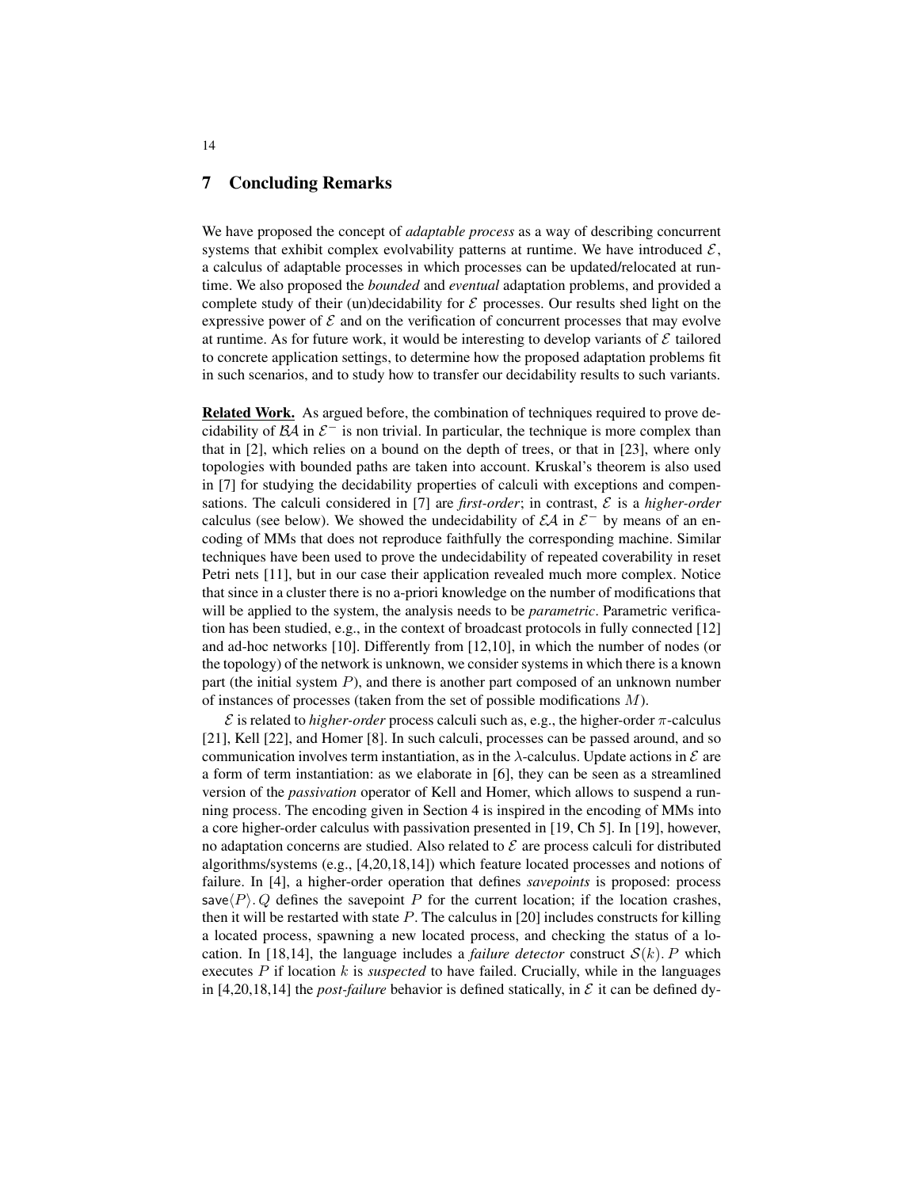## 7 Concluding Remarks

We have proposed the concept of *adaptable process* as a way of describing concurrent systems that exhibit complex evolvability patterns at runtime. We have introduced $\mathcal{E}$, a calculus of adaptable processes in which processes can be updated/relocated at runtime. We also proposed the *bounded* and *eventual* adaptation problems, and provided a complete study of their (un)decidability for $\mathcal{E}$ processes. Our results shed light on the expressive power of $\mathcal{E}$ and on the verification of concurrent processes that may evolve at runtime. As for future work, it would be interesting to develop variants of $\mathcal{E}$ tailored to concrete application settings, to determine how the proposed adaptation problems fit in such scenarios, and to study how to transfer our decidability results to such variants.

**Related Work.** As argued before, the combination of techniques required to prove decidability of $\mathcal{BA}$ in $\mathcal{E}^-$ is non trivial. In particular, the technique is more complex than that in [2], which relies on a bound on the depth of trees, or that in [23], where only topologies with bounded paths are taken into account. Kruskal's theorem is also used in [7] for studying the decidability properties of calculi with exceptions and compensations. The calculi considered in [7] are *first-order*; in contrast, $\mathcal{E}$ is a *higher-order* calculus (see below). We showed the undecidability of $\mathcal{EA}$ in $\mathcal{E}^-$ by means of an encoding of MMs that does not reproduce faithfully the corresponding machine. Similar techniques have been used to prove the undecidability of repeated coverability in reset Petri nets [11], but in our case their application revealed much more complex. Notice that since in a cluster there is no a-priori knowledge on the number of modifications that will be applied to the system, the analysis needs to be *parametric*. Parametric verification has been studied, e.g., in the context of broadcast protocols in fully connected [12] and ad-hoc networks [10]. Differently from [12,10], in which the number of nodes (or the topology) of the network is unknown, we consider systems in which there is a known part (the initial system $P$), and there is another part composed of an unknown number of instances of processes (taken from the set of possible modifications $M$).

$\mathcal{E}$ is related to *higher-order* process calculi such as, e.g., the higher-order $\pi$-calculus [21], Kell [22], and Homer [8]. In such calculi, processes can be passed around, and so communication involves term instantiation, as in the $\lambda$-calculus. Update actions in $\mathcal{E}$ are a form of term instantiation: as we elaborate in [6], they can be seen as a streamlined version of the *passivation* operator of Kell and Homer, which allows to suspend a running process. The encoding given in Section 4 is inspired in the encoding of MMs into a core higher-order calculus with passivation presented in [19, Ch 5]. In [19], however, no adaptation concerns are studied. Also related to $\mathcal{E}$ are process calculi for distributed algorithms/systems (e.g., [4,20,18,14]) which feature located processes and notions of failure. In [4], a higher-order operation that defines *savepoints* is proposed: process $\mathsf{save}\langle P \rangle.\, Q$ defines the savepoint $P$ for the current location; if the location crashes, then it will be restarted with state $P$. The calculus in [20] includes constructs for killing a located process, spawning a new located process, and checking the status of a location. In [18,14], the language includes a *failure detector* construct $\mathcal{S}(k).\, P$ which executes $P$ if location $k$ is *suspected* to have failed. Crucially, while in the languages in [4,20,18,14] the *post-failure* behavior is defined statically, in $\mathcal{E}$ it can be defined dy-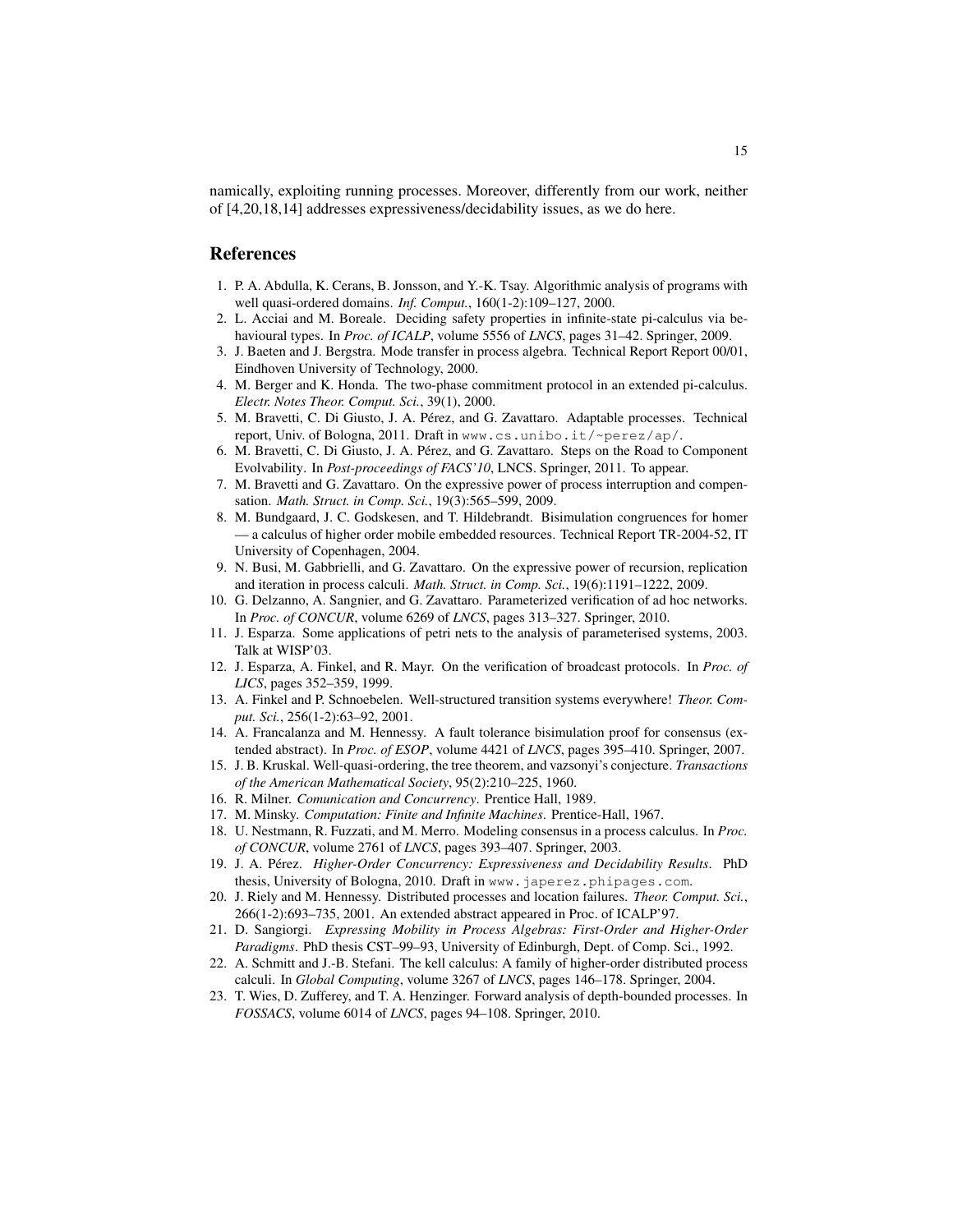namically, exploiting running processes. Moreover, differently from our work, neither of [4,20,18,14] addresses expressiveness/decidability issues, as we do here.

## References

1. P. A. Abdulla, K. Cerans, B. Jonsson, and Y.-K. Tsay. Algorithmic analysis of programs with well quasi-ordered domains. *Inf. Comput.*, 160(1-2):109–127, 2000.
2. L. Acciai and M. Boreale. Deciding safety properties in infinite-state pi-calculus via behavioural types. In *Proc. of ICALP*, volume 5556 of *LNCS*, pages 31–42. Springer, 2009.
3. J. Baeten and J. Bergstra. Mode transfer in process algebra. Technical Report Report 00/01, Eindhoven University of Technology, 2000.
4. M. Berger and K. Honda. The two-phase commitment protocol in an extended pi-calculus. *Electr. Notes Theor. Comput. Sci.*, 39(1), 2000.
5. M. Bravetti, C. Di Giusto, J. A. Pérez, and G. Zavattaro. Adaptable processes. Technical report, Univ. of Bologna, 2011. Draft in www.cs.unibo.it/~perez/ap/.
6. M. Bravetti, C. Di Giusto, J. A. Pérez, and G. Zavattaro. Steps on the Road to Component Evolvability. In *Post-proceedings of FACS'10*, LNCS. Springer, 2011. To appear.
7. M. Bravetti and G. Zavattaro. On the expressive power of process interruption and compensation. *Math. Struct. in Comp. Sci.*, 19(3):565–599, 2009.
8. M. Bundgaard, J. C. Godskesen, and T. Hildebrandt. Bisimulation congruences for homer — a calculus of higher order mobile embedded resources. Technical Report TR-2004-52, IT University of Copenhagen, 2004.
9. N. Busi, M. Gabbrielli, and G. Zavattaro. On the expressive power of recursion, replication and iteration in process calculi. *Math. Struct. in Comp. Sci.*, 19(6):1191–1222, 2009.
10. G. Delzanno, A. Sangnier, and G. Zavattaro. Parameterized verification of ad hoc networks. In *Proc. of CONCUR*, volume 6269 of *LNCS*, pages 313–327. Springer, 2010.
11. J. Esparza. Some applications of petri nets to the analysis of parameterised systems, 2003. Talk at WISP'03.
12. J. Esparza, A. Finkel, and R. Mayr. On the verification of broadcast protocols. In *Proc. of LICS*, pages 352–359, 1999.
13. A. Finkel and P. Schnoebelen. Well-structured transition systems everywhere! *Theor. Comput. Sci.*, 256(1-2):63–92, 2001.
14. A. Francalanza and M. Hennessy. A fault tolerance bisimulation proof for consensus (extended abstract). In *Proc. of ESOP*, volume 4421 of *LNCS*, pages 395–410. Springer, 2007.
15. J. B. Kruskal. Well-quasi-ordering, the tree theorem, and vazsonyi's conjecture. *Transactions of the American Mathematical Society*, 95(2):210–225, 1960.
16. R. Milner. *Comunication and Concurrency*. Prentice Hall, 1989.
17. M. Minsky. *Computation: Finite and Infinite Machines*. Prentice-Hall, 1967.
18. U. Nestmann, R. Fuzzati, and M. Merro. Modeling consensus in a process calculus. In *Proc. of CONCUR*, volume 2761 of *LNCS*, pages 393–407. Springer, 2003.
19. J. A. Pérez. *Higher-Order Concurrency: Expressiveness and Decidability Results*. PhD thesis, University of Bologna, 2010. Draft in www.japerez.phipages.com.
20. J. Riely and M. Hennessy. Distributed processes and location failures. *Theor. Comput. Sci.*, 266(1-2):693–735, 2001. An extended abstract appeared in Proc. of ICALP'97.
21. D. Sangiorgi. *Expressing Mobility in Process Algebras: First-Order and Higher-Order Paradigms*. PhD thesis CST–99–93, University of Edinburgh, Dept. of Comp. Sci., 1992.
22. A. Schmitt and J.-B. Stefani. The kell calculus: A family of higher-order distributed process calculi. In *Global Computing*, volume 3267 of *LNCS*, pages 146–178. Springer, 2004.
23. T. Wies, D. Zufferey, and T. A. Henzinger. Forward analysis of depth-bounded processes. In *FOSSACS*, volume 6014 of *LNCS*, pages 94–108. Springer, 2010.